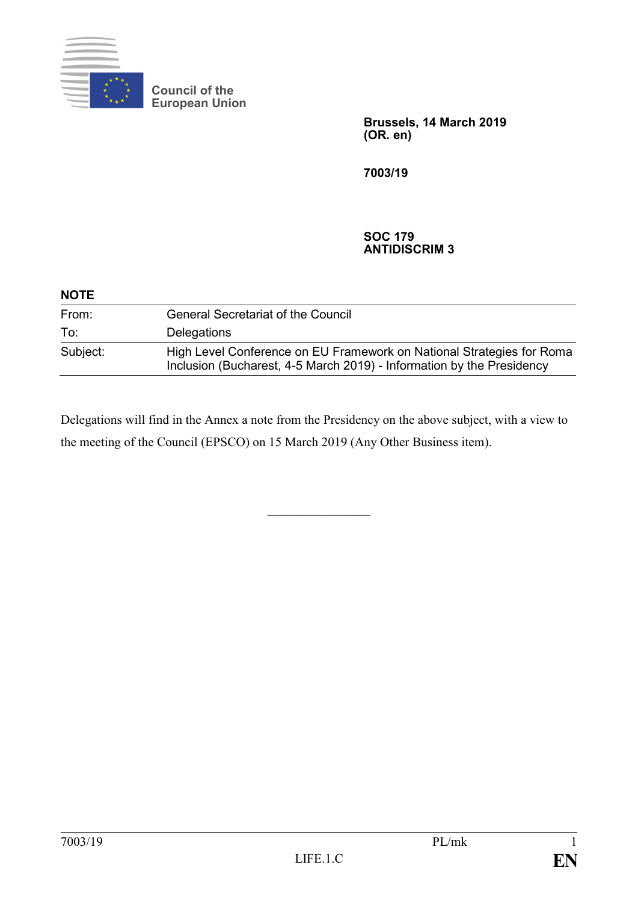Council of the European Union

**Brussels, 14 March 2019**
**(OR. en)**

**7003/19**

**SOC 179**
**ANTIDISCRIM 3**

**NOTE**

| | |
|---|---|
| From: | General Secretariat of the Council |
| To: | Delegations |
| Subject: | High Level Conference on EU Framework on National Strategies for Roma Inclusion (Bucharest, 4-5 March 2019) - Information by the Presidency |

Delegations will find in the Annex a note from the Presidency on the above subject, with a view to the meeting of the Council (EPSCO) on 15 March 2019 (Any Other Business item).

---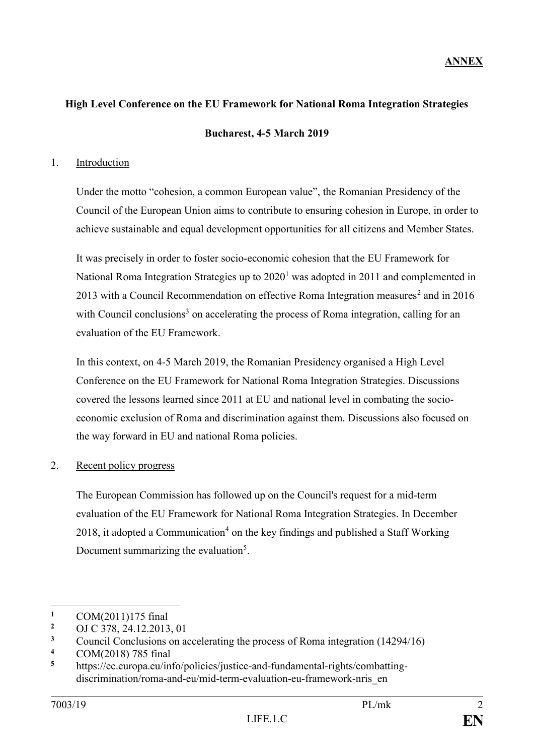**ANNEX**

**High Level Conference on the EU Framework for National Roma Integration Strategies**

**Bucharest, 4-5 March 2019**

1. Introduction

Under the motto "cohesion, a common European value", the Romanian Presidency of the Council of the European Union aims to contribute to ensuring cohesion in Europe, in order to achieve sustainable and equal development opportunities for all citizens and Member States.

It was precisely in order to foster socio-economic cohesion that the EU Framework for National Roma Integration Strategies up to 2020[1] was adopted in 2011 and complemented in 2013 with a Council Recommendation on effective Roma Integration measures[2] and in 2016 with Council conclusions[3] on accelerating the process of Roma integration, calling for an evaluation of the EU Framework.

In this context, on 4-5 March 2019, the Romanian Presidency organised a High Level Conference on the EU Framework for National Roma Integration Strategies. Discussions covered the lessons learned since 2011 at EU and national level in combating the socio-economic exclusion of Roma and discrimination against them. Discussions also focused on the way forward in EU and national Roma policies.

2. Recent policy progress

The European Commission has followed up on the Council's request for a mid-term evaluation of the EU Framework for National Roma Integration Strategies. In December 2018, it adopted a Communication[4] on the key findings and published a Staff Working Document summarizing the evaluation[5].

---

[1] COM(2011)175 final

[2] OJ C 378, 24.12.2013, 01

[3] Council Conclusions on accelerating the process of Roma integration (14294/16)

[4] COM(2018) 785 final

[5] https://ec.europa.eu/info/policies/justice-and-fundamental-rights/combatting-discrimination/roma-and-eu/mid-term-evaluation-eu-framework-nris_en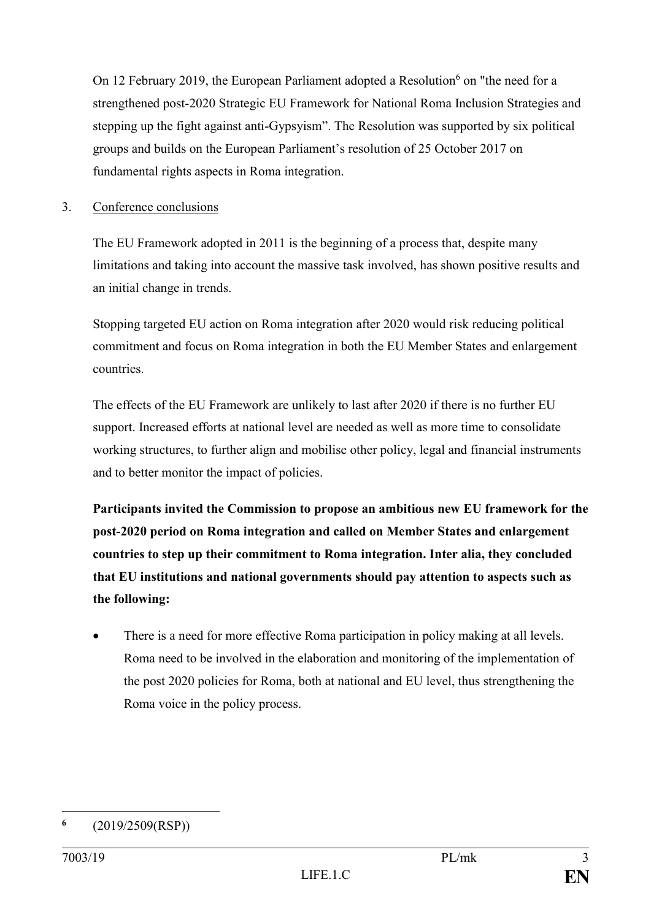On 12 February 2019, the European Parliament adopted a Resolution[6] on "the need for a strengthened post-2020 Strategic EU Framework for National Roma Inclusion Strategies and stepping up the fight against anti-Gypsyism". The Resolution was supported by six political groups and builds on the European Parliament's resolution of 25 October 2017 on fundamental rights aspects in Roma integration.

## 3. Conference conclusions

The EU Framework adopted in 2011 is the beginning of a process that, despite many limitations and taking into account the massive task involved, has shown positive results and an initial change in trends.

Stopping targeted EU action on Roma integration after 2020 would risk reducing political commitment and focus on Roma integration in both the EU Member States and enlargement countries.

The effects of the EU Framework are unlikely to last after 2020 if there is no further EU support. Increased efforts at national level are needed as well as more time to consolidate working structures, to further align and mobilise other policy, legal and financial instruments and to better monitor the impact of policies.

**Participants invited the Commission to propose an ambitious new EU framework for the post-2020 period on Roma integration and called on Member States and enlargement countries to step up their commitment to Roma integration. Inter alia, they concluded that EU institutions and national governments should pay attention to aspects such as the following:**

- There is a need for more effective Roma participation in policy making at all levels. Roma need to be involved in the elaboration and monitoring of the implementation of the post 2020 policies for Roma, both at national and EU level, thus strengthening the Roma voice in the policy process.

---

[6] (2019/2509(RSP))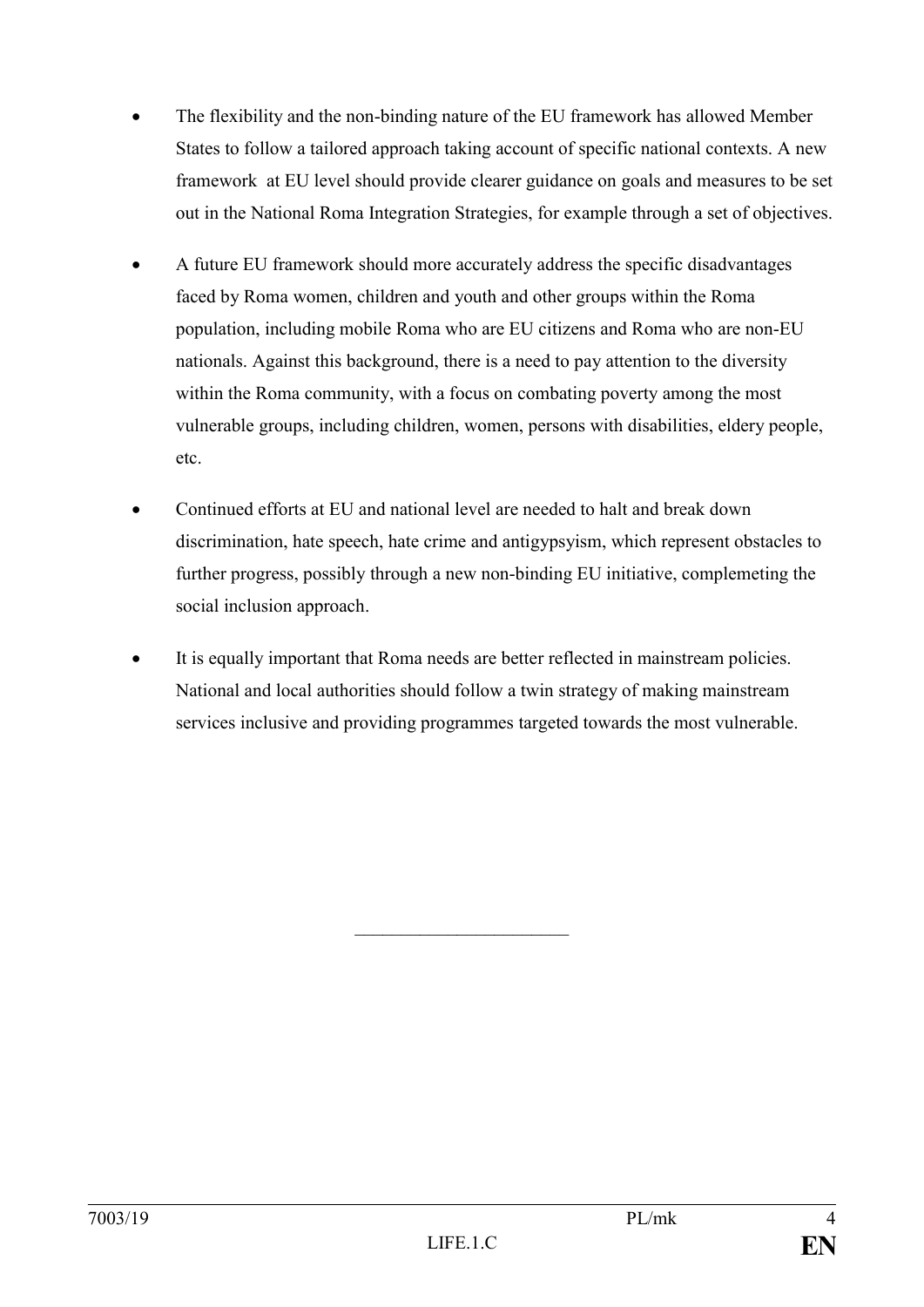- The flexibility and the non-binding nature of the EU framework has allowed Member States to follow a tailored approach taking account of specific national contexts. A new framework at EU level should provide clearer guidance on goals and measures to be set out in the National Roma Integration Strategies, for example through a set of objectives.

- A future EU framework should more accurately address the specific disadvantages faced by Roma women, children and youth and other groups within the Roma population, including mobile Roma who are EU citizens and Roma who are non-EU nationals. Against this background, there is a need to pay attention to the diversity within the Roma community, with a focus on combating poverty among the most vulnerable groups, including children, women, persons with disabilities, eldery people, etc.

- Continued efforts at EU and national level are needed to halt and break down discrimination, hate speech, hate crime and antigypsyism, which represent obstacles to further progress, possibly through a new non-binding EU initiative, complemeting the social inclusion approach.

- It is equally important that Roma needs are better reflected in mainstream policies. National and local authorities should follow a twin strategy of making mainstream services inclusive and providing programmes targeted towards the most vulnerable.

\_\_\_\_\_\_\_\_\_\_\_\_\_\_\_\_\_\_\_\_\_\_\_\_